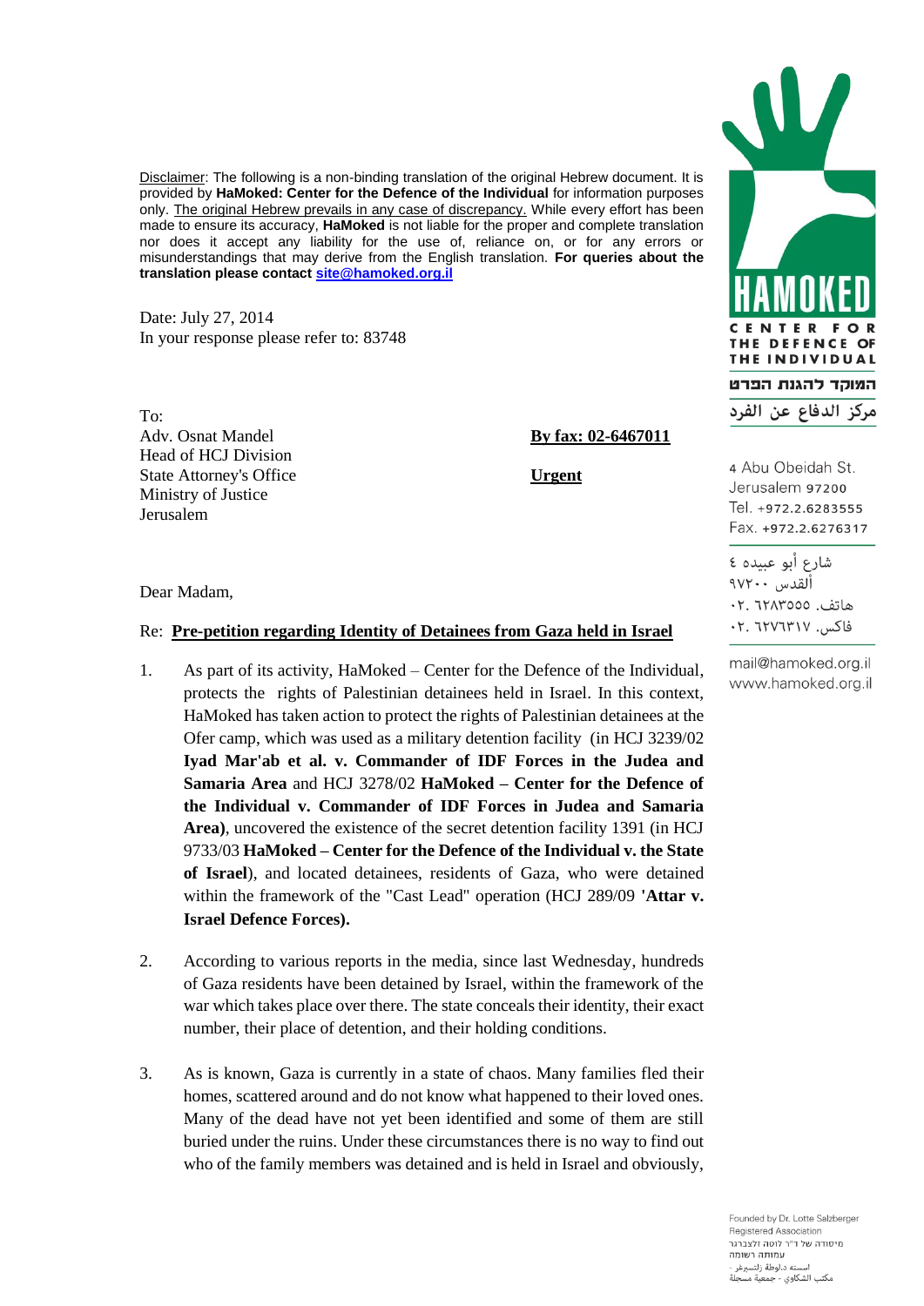HAMOKED

CENTER FOR THE DEFENCE OF THE INDIVIDUAL

המוקד להגנת הפרט

مركز الدفاع عن الفرد

4 Abu Obeidah St.
Jerusalem 97200
Tel. +972.2.6283555
Fax. +972.2.6276317

شارع أبو عبيده ٤
ألقدس ٩٧٢٠٠
هاتف. ٠٢.٦٢٨٣٥٥٥
فاكس. ٠٢.٦٢٧٦٣١٧

mail@hamoked.org.il
www.hamoked.org.il

Disclaimer: The following is a non-binding translation of the original Hebrew document. It is provided by **HaMoked: Center for the Defence of the Individual** for information purposes only. The original Hebrew prevails in any case of discrepancy. While every effort has been made to ensure its accuracy, **HaMoked** is not liable for the proper and complete translation nor does it accept any liability for the use of, reliance on, or for any errors or misunderstandings that may derive from the English translation. **For queries about the translation please contact site@hamoked.org.il**

Date: July 27, 2014
In your response please refer to: 83748

To:
Adv. Osnat Mandel
Head of HCJ Division
State Attorney's Office
Ministry of Justice
Jerusalem

**By fax: 02-6467011**

**Urgent**

Dear Madam,

Re: **Pre-petition regarding Identity of Detainees from Gaza held in Israel**

1. As part of its activity, HaMoked – Center for the Defence of the Individual, protects the rights of Palestinian detainees held in Israel. In this context, HaMoked has taken action to protect the rights of Palestinian detainees at the Ofer camp, which was used as a military detention facility (in HCJ 3239/02 **Iyad Mar'ab et al. v. Commander of IDF Forces in the Judea and Samaria Area** and HCJ 3278/02 **HaMoked – Center for the Defence of the Individual v. Commander of IDF Forces in Judea and Samaria Area)**, uncovered the existence of the secret detention facility 1391 (in HCJ 9733/03 **HaMoked – Center for the Defence of the Individual v. the State of Israel**), and located detainees, residents of Gaza, who were detained within the framework of the "Cast Lead" operation (HCJ 289/09 **'Attar v. Israel Defence Forces).**

2. According to various reports in the media, since last Wednesday, hundreds of Gaza residents have been detained by Israel, within the framework of the war which takes place over there. The state conceals their identity, their exact number, their place of detention, and their holding conditions.

3. As is known, Gaza is currently in a state of chaos. Many families fled their homes, scattered around and do not know what happened to their loved ones. Many of the dead have not yet been identified and some of them are still buried under the ruins. Under these circumstances there is no way to find out who of the family members was detained and is held in Israel and obviously,

Founded by Dr. Lotte Salzberger
Registered Association
מיסודה של ד"ר לוטה זלצברגר
עמותה רשומה
اسسته د.لوطة زلتسبرغر -
مكتب الشكاوي - جمعية مسجلة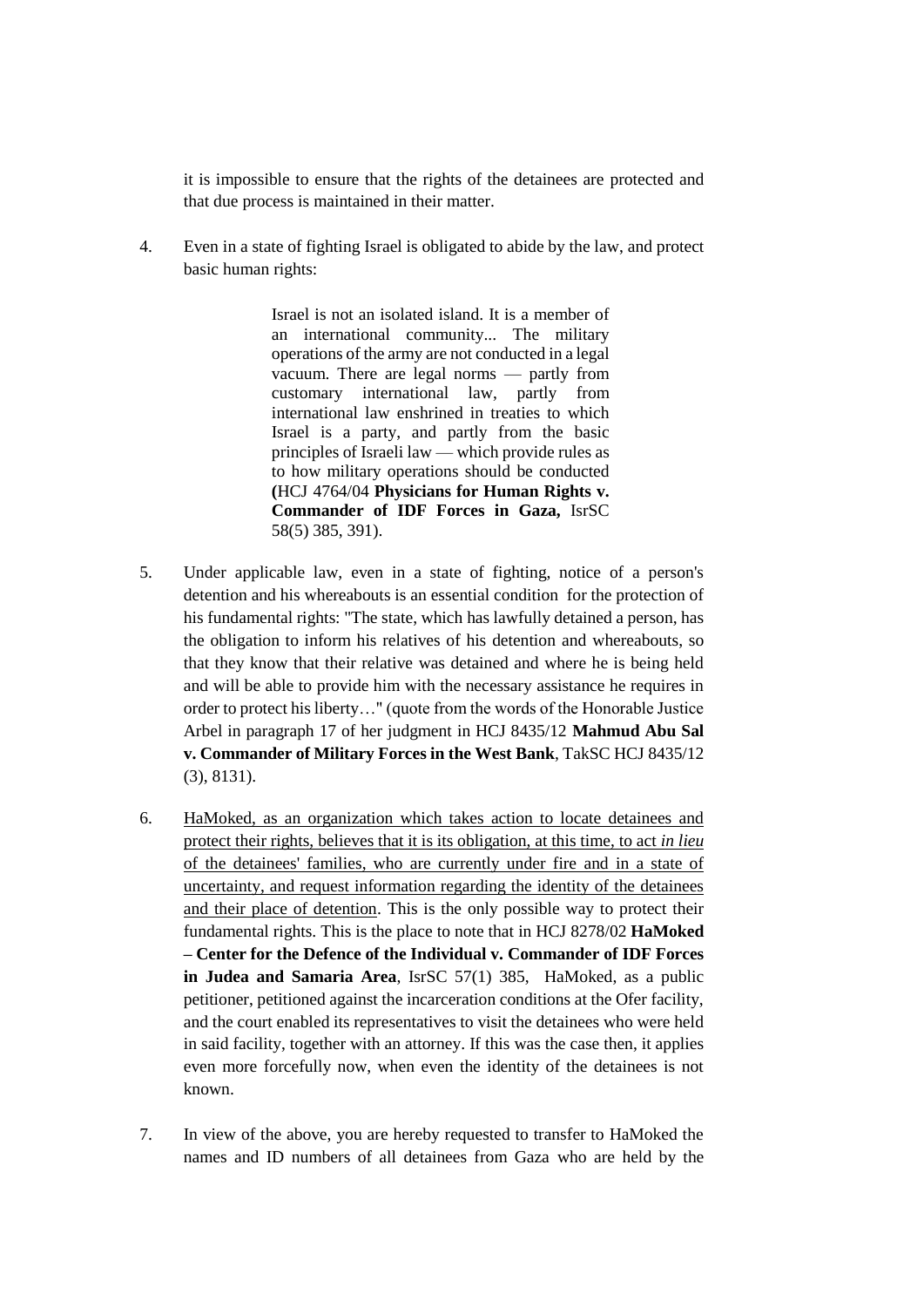it is impossible to ensure that the rights of the detainees are protected and that due process is maintained in their matter.

4. Even in a state of fighting Israel is obligated to abide by the law, and protect basic human rights:

> Israel is not an isolated island. It is a member of an international community... The military operations of the army are not conducted in a legal vacuum. There are legal norms — partly from customary international law, partly from international law enshrined in treaties to which Israel is a party, and partly from the basic principles of Israeli law — which provide rules as to how military operations should be conducted **(**HCJ 4764/04 **Physicians for Human Rights v. Commander of IDF Forces in Gaza,** IsrSC 58(5) 385, 391).

5. Under applicable law, even in a state of fighting, notice of a person's detention and his whereabouts is an essential condition for the protection of his fundamental rights: "The state, which has lawfully detained a person, has the obligation to inform his relatives of his detention and whereabouts, so that they know that their relative was detained and where he is being held and will be able to provide him with the necessary assistance he requires in order to protect his liberty…" (quote from the words of the Honorable Justice Arbel in paragraph 17 of her judgment in HCJ 8435/12 **Mahmud Abu Sal v. Commander of Military Forces in the West Bank**, TakSC HCJ 8435/12 (3), 8131).

6. <u>HaMoked, as an organization which takes action to locate detainees and protect their rights, believes that it is its obligation, at this time, to act *in lieu* of the detainees' families, who are currently under fire and in a state of uncertainty, and request information regarding the identity of the detainees and their place of detention</u>. This is the only possible way to protect their fundamental rights. This is the place to note that in HCJ 8278/02 **HaMoked – Center for the Defence of the Individual v. Commander of IDF Forces in Judea and Samaria Area**, IsrSC 57(1) 385, HaMoked, as a public petitioner, petitioned against the incarceration conditions at the Ofer facility, and the court enabled its representatives to visit the detainees who were held in said facility, together with an attorney. If this was the case then, it applies even more forcefully now, when even the identity of the detainees is not known.

7. In view of the above, you are hereby requested to transfer to HaMoked the names and ID numbers of all detainees from Gaza who are held by the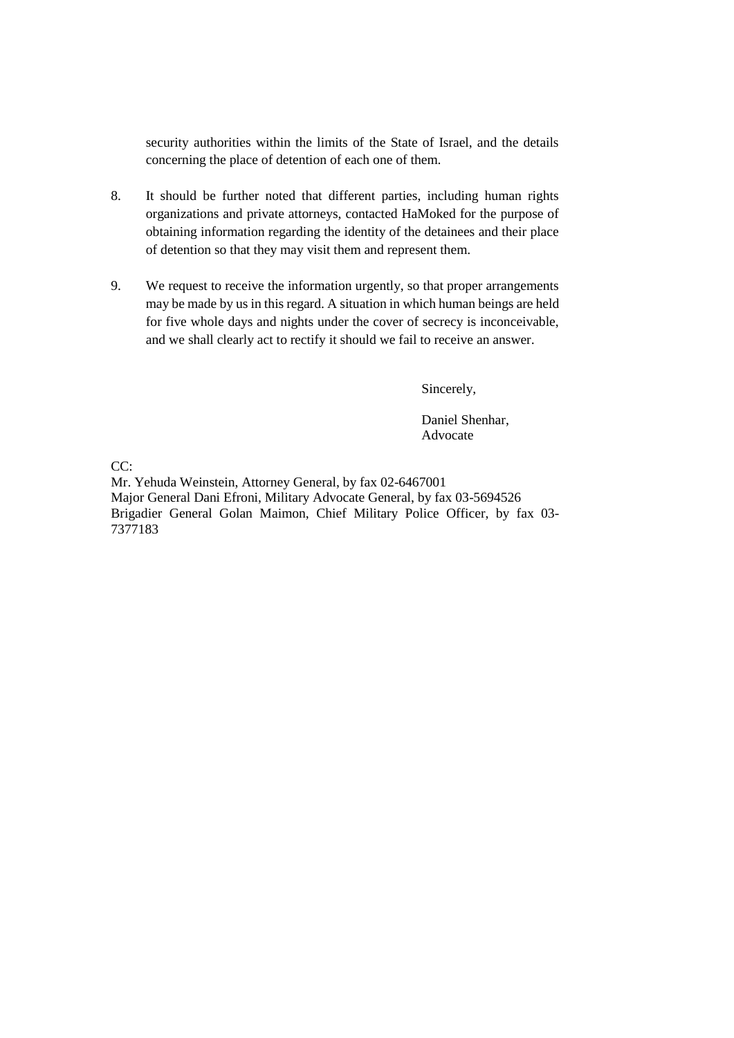security authorities within the limits of the State of Israel, and the details concerning the place of detention of each one of them.

8. It should be further noted that different parties, including human rights organizations and private attorneys, contacted HaMoked for the purpose of obtaining information regarding the identity of the detainees and their place of detention so that they may visit them and represent them.

9. We request to receive the information urgently, so that proper arrangements may be made by us in this regard. A situation in which human beings are held for five whole days and nights under the cover of secrecy is inconceivable, and we shall clearly act to rectify it should we fail to receive an answer.

Sincerely,

Daniel Shenhar,
Advocate

CC:
Mr. Yehuda Weinstein, Attorney General, by fax 02-6467001
Major General Dani Efroni, Military Advocate General, by fax 03-5694526
Brigadier General Golan Maimon, Chief Military Police Officer, by fax 03-7377183